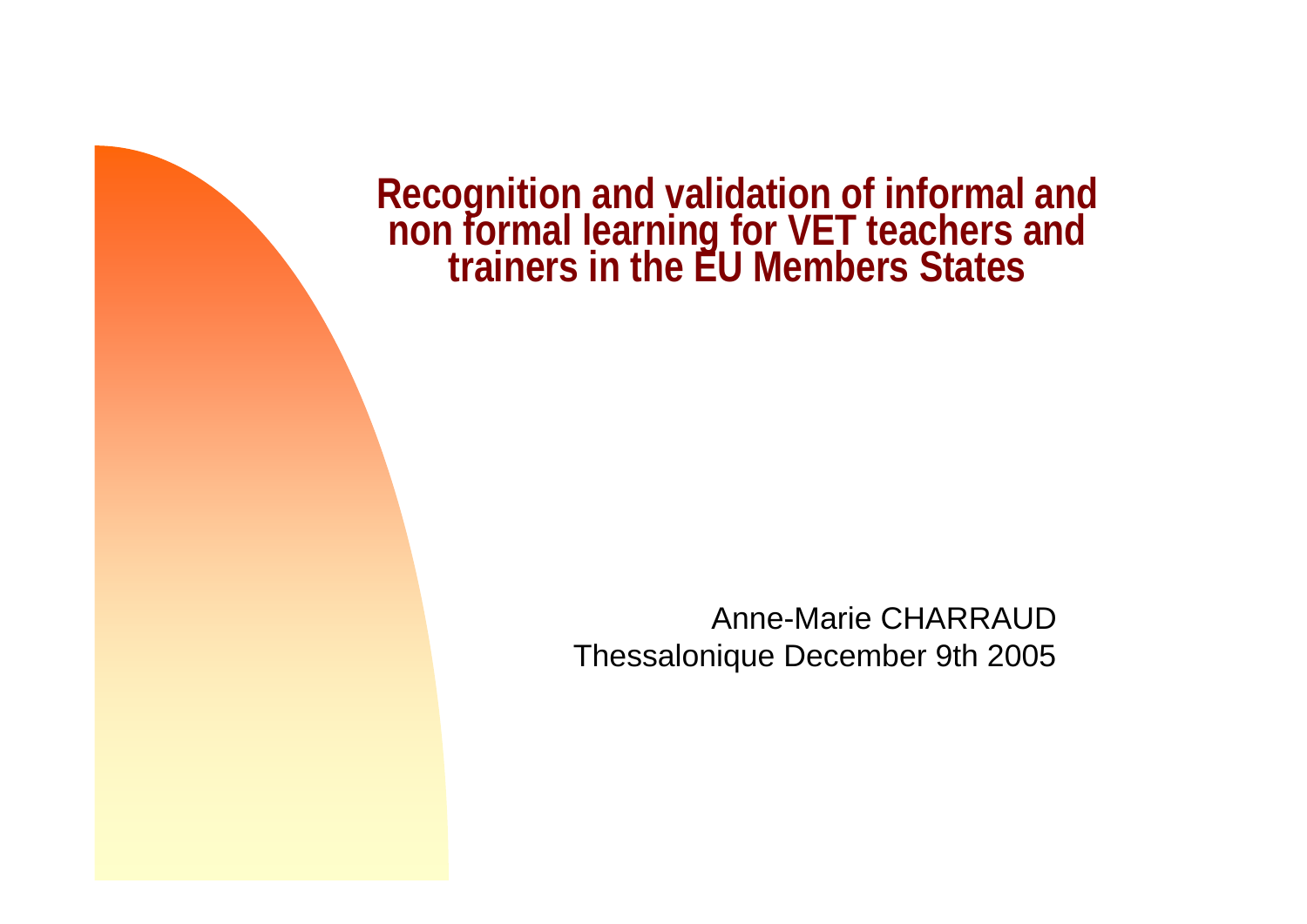# Recognition and validation of informal and non formal learning for VET teachers and trainers in the EU Members States

Anne-Marie CHARRAUD

Thessalonique December 9th 2005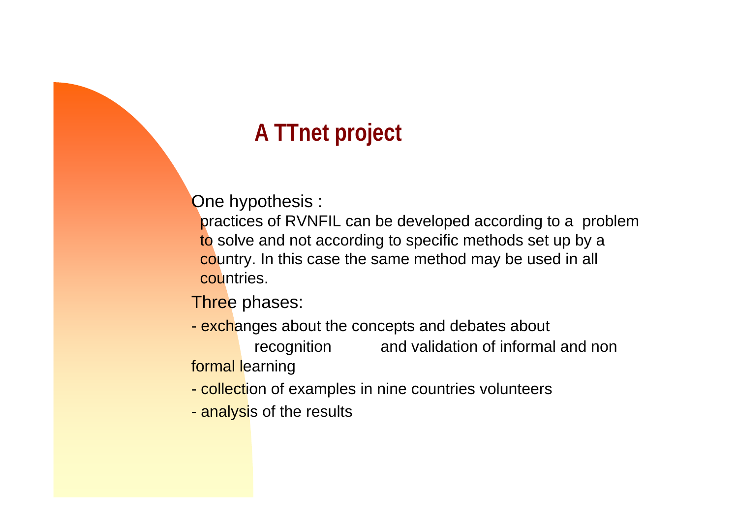# A TTnet project

One hypothesis :

practices of RVNFIL can be developed according to a problem to solve and not according to specific methods set up by a country. In this case the same method may be used in all countries.

Three phases:

- exchanges about the concepts and debates about recognition and validation of informal and non formal learning
- collection of examples in nine countries volunteers
- analysis of the results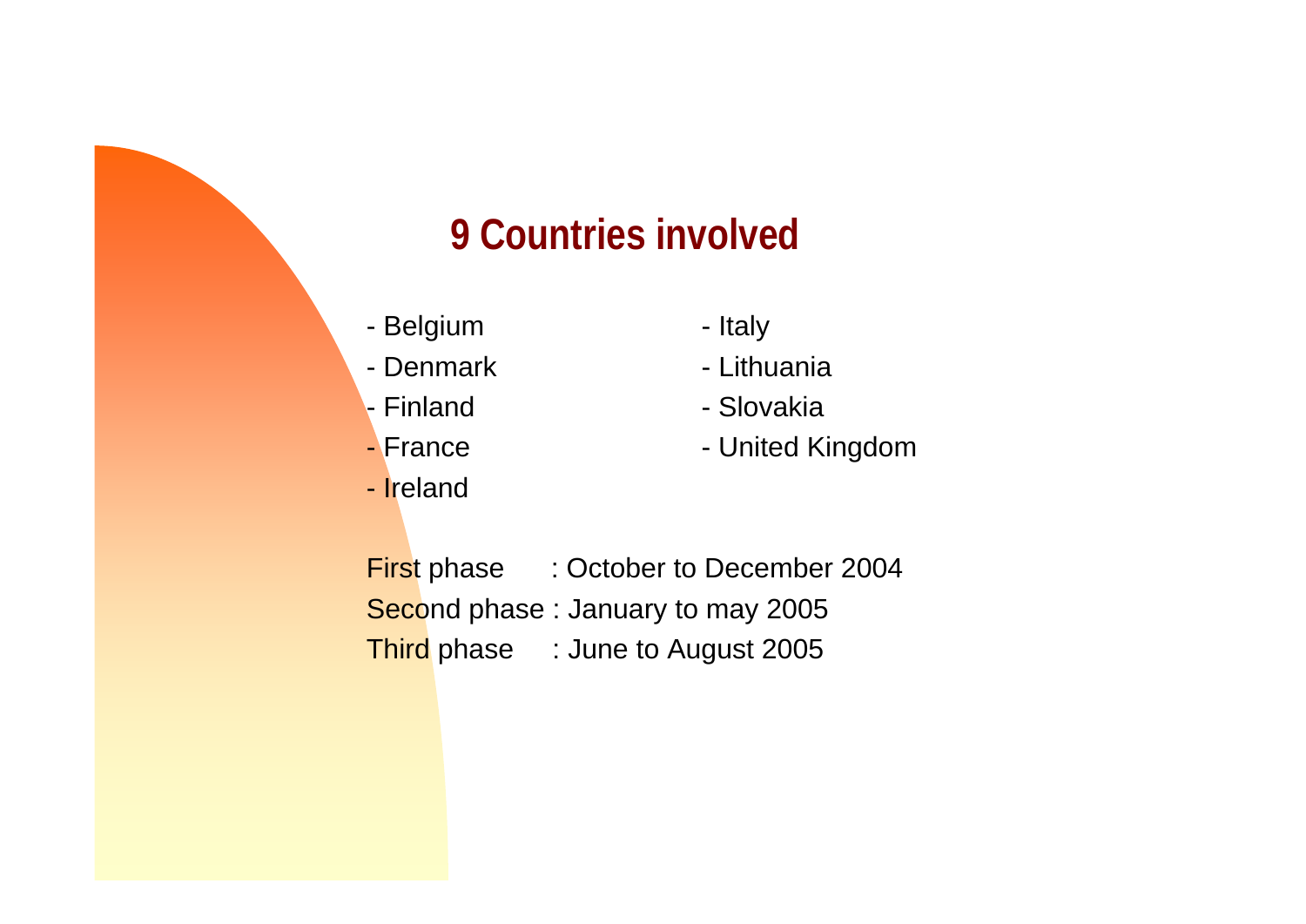## 9 Countries involved

- Belgium
- Denmark
- Finland
- France
- Ireland
- Italy
- Lithuania
- Slovakia
- United Kingdom

First phase : October to December 2004

Second phase : January to may 2005

Third phase : June to August 2005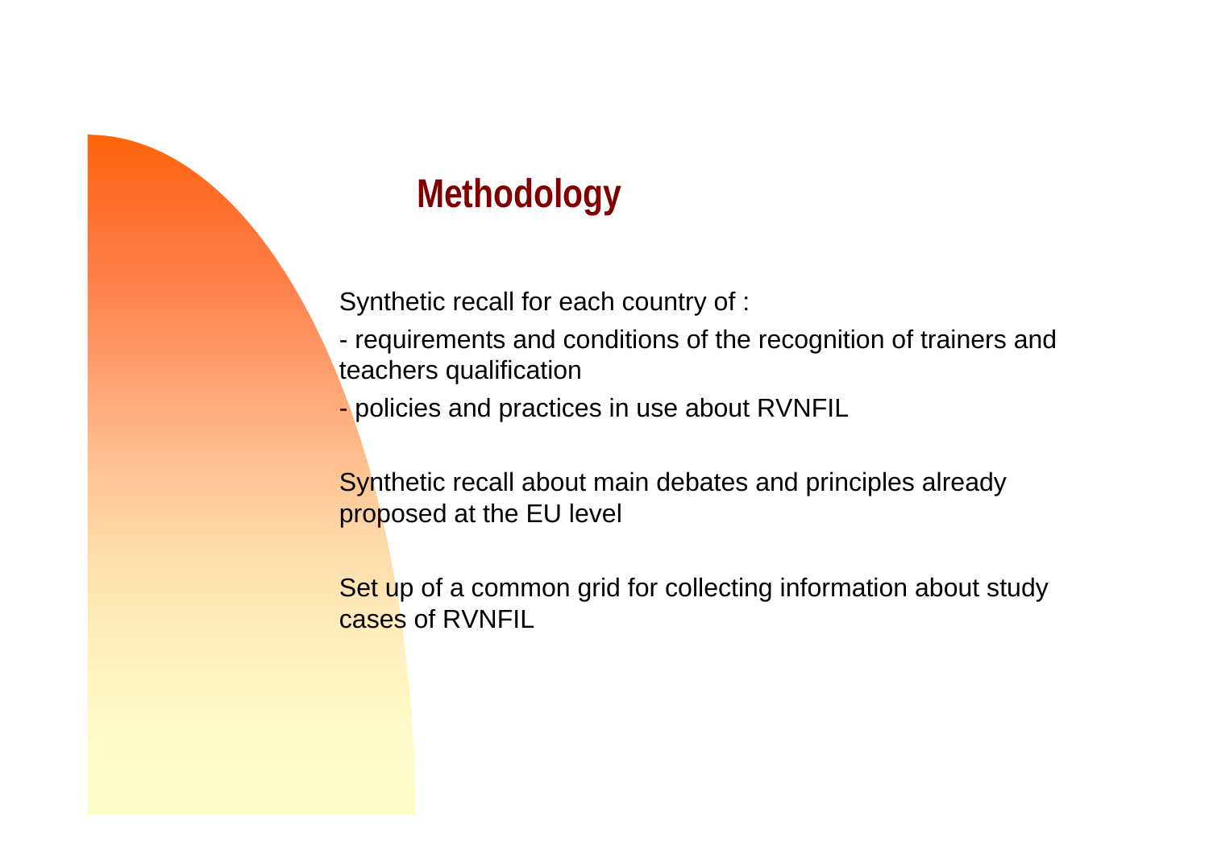# Methodology

Synthetic recall for each country of :

- requirements and conditions of the recognition of trainers and teachers qualification
- policies and practices in use about RVNFIL

Synthetic recall about main debates and principles already proposed at the EU level

Set up of a common grid for collecting information about study cases of RVNFIL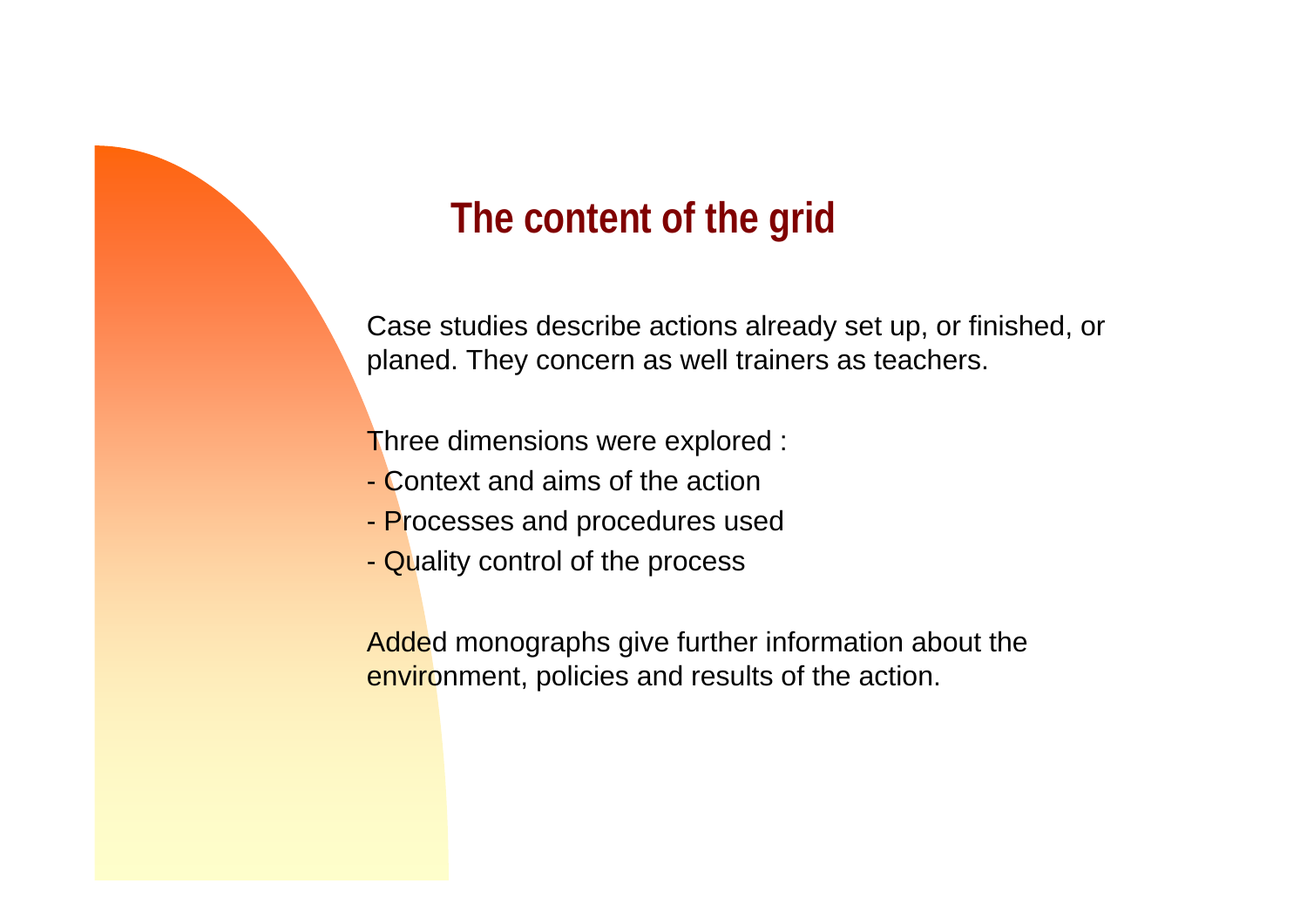# The content of the grid

Case studies describe actions already set up, or finished, or planed. They concern as well trainers as teachers.

Three dimensions were explored :

- Context and aims of the action
- Processes and procedures used
- Quality control of the process

Added monographs give further information about the environment, policies and results of the action.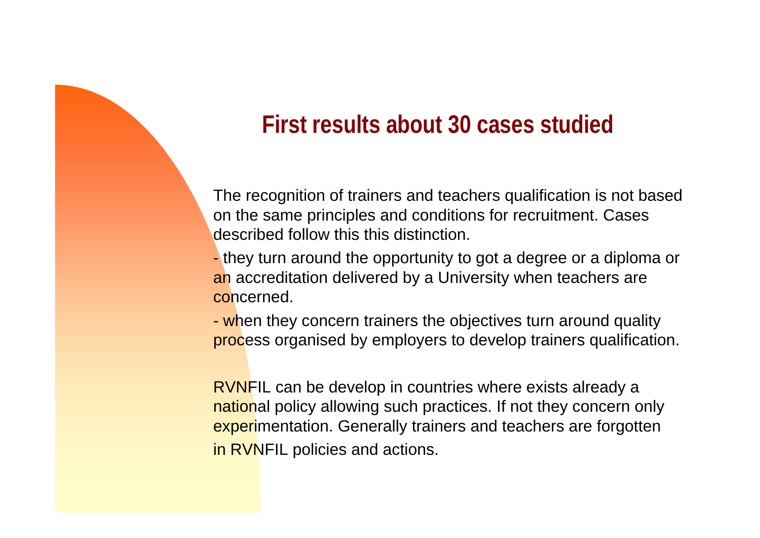# First results about 30 cases studied

The recognition of trainers and teachers qualification is not based on the same principles and conditions for recruitment. Cases described follow this this distinction.

- they turn around the opportunity to got a degree or a diploma or an accreditation delivered by a University when teachers are concerned.
- when they concern trainers the objectives turn around quality process organised by employers to develop trainers qualification.

RVNFIL can be develop in countries where exists already a national policy allowing such practices. If not they concern only experimentation. Generally trainers and teachers are forgotten in RVNFIL policies and actions.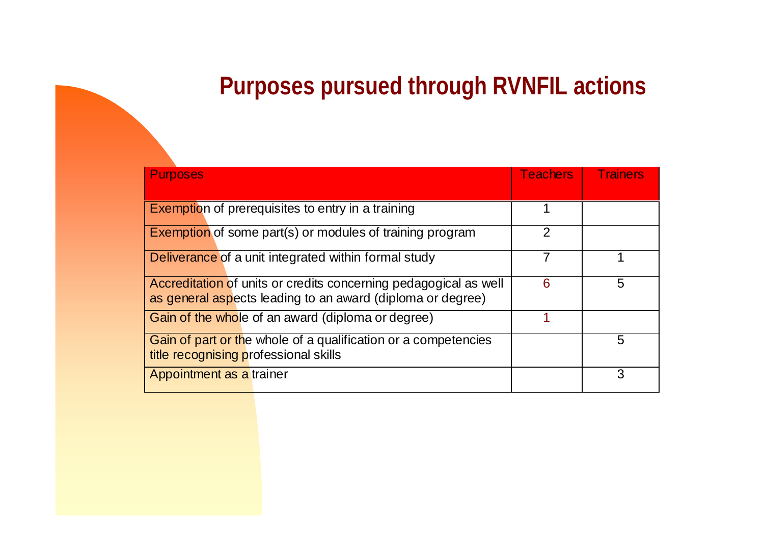# Purposes pursued through RVNFIL actions

| Purposes | Teachers | Trainers |
|---|---|---|
| Exemption of prerequisites to entry in a training | 1 | |
| Exemption of some part(s) or modules of training program | 2 | |
| Deliverance of a unit integrated within formal study | 7 | 1 |
| Accreditation of units or credits concerning pedagogical as well as general aspects leading to an award (diploma or degree) | 6 | 5 |
| Gain of the whole of an award (diploma or degree) | 1 | |
| Gain of part or the whole of a qualification or a competencies title recognising professional skills | | 5 |
| Appointment as a trainer | | 3 |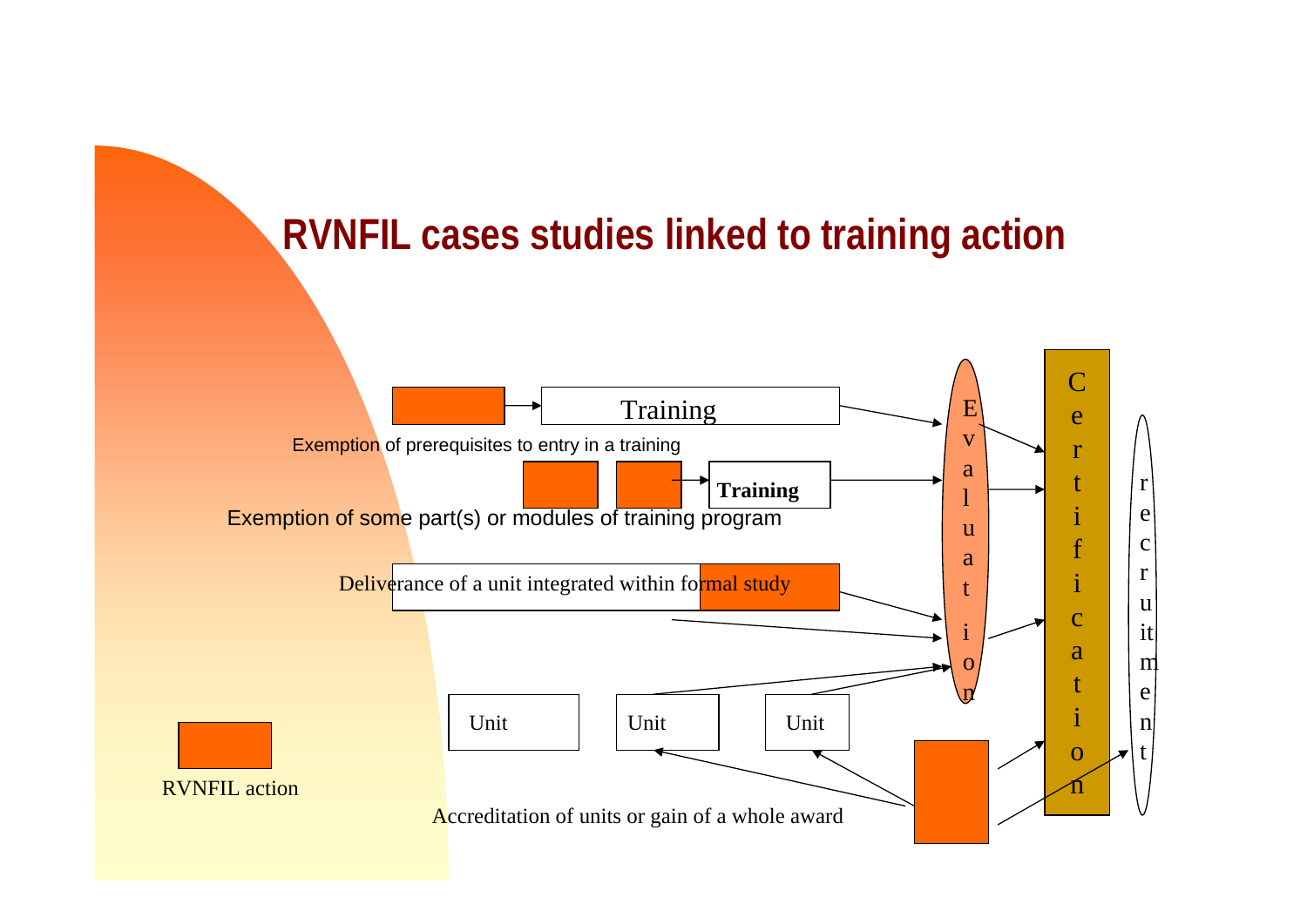# RVNFIL cases studies linked to training action

Training

Exemption of prerequisites to entry in a training

**Training**

Exemption of some part(s) or modules of training program

Deliverance of a unit integrated within formal study

Unit

Unit

Unit

Accreditation of units or gain of a whole award

RVNFIL action

Evaluation

Certification

recruitment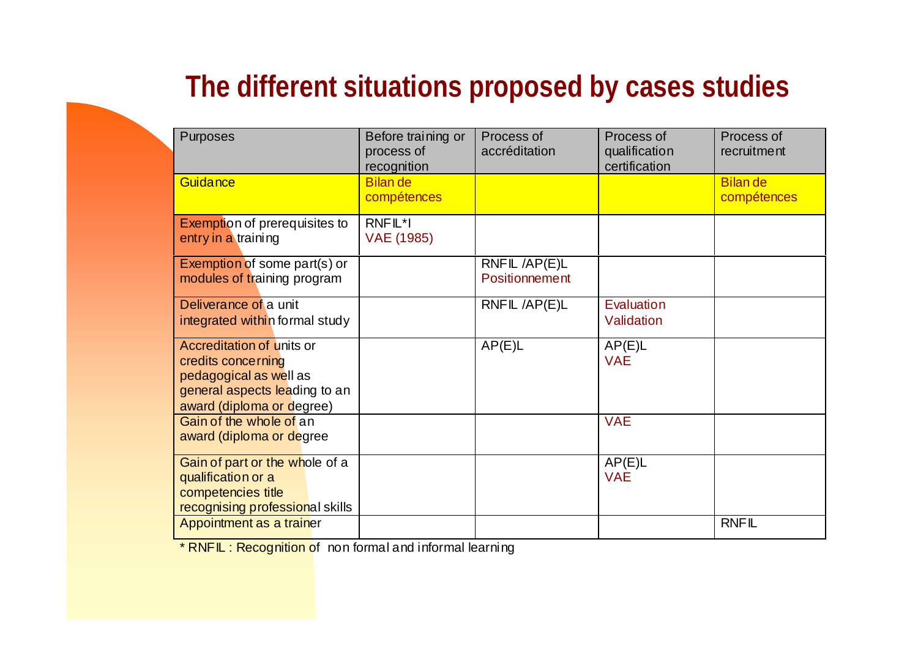# The different situations proposed by cases studies

| Purposes | Before training or process of recognition | Process of accréditation | Process of qualification certification | Process of recruitment |
|---|---|---|---|---|
| Guidance | Bilan de compétences | | | Bilan de compétences |
| Exemption of prerequisites to entry in a training | RNFIL*I<br>VAE (1985) | | | |
| Exemption of some part(s) or modules of training program | | RNFIL /AP(E)L<br>Positionnement | | |
| Deliverance of a unit integrated within formal study | | RNFIL /AP(E)L | Evaluation<br>Validation | |
| Accreditation of units or credits concerning pedagogical as well as general aspects leading to an award (diploma or degree) | | AP(E)L | AP(E)L<br>VAE | |
| Gain of the whole of an award (diploma or degree | | | VAE | |
| Gain of part or the whole of a qualification or a competencies title recognising professional skills | | | AP(E)L<br>VAE | |
| Appointment as a trainer | | | | RNFIL |

* RNFIL : Recognition of non formal and informal learning